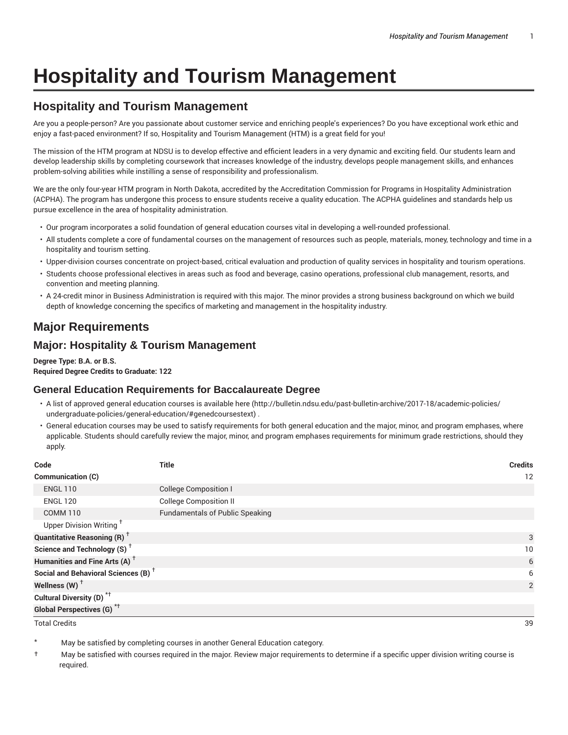# Hospitality and Tourism Management

## Hospitality and Tourism Management

Are you a people-person? Are you passionate about customer service and enriching people's experiences? Do you have exceptional work ethic and enjoy a fast-paced environment? If so, Hospitality and Tourism Management (HTM) is a great field for you!

The mission of the HTM program at NDSU is to develop effective and efficient leaders in a very dynamic and exciting field. Our students learn and develop leadership skills by completing coursework that increases knowledge of the industry, develops people management skills, and enhances problem-solving abilities while instilling a sense of responsibility and professionalism.

We are the only four-year HTM program in North Dakota, accredited by the Accreditation Commission for Programs in Hospitality Administration (ACPHA). The program has undergone this process to ensure students receive a quality education. The ACPHA guidelines and standards help us pursue excellence in the area of hospitality administration.

- Our program incorporates a solid foundation of general education courses vital in developing a well-rounded professional.
- All students complete a core of fundamental courses on the management of resources such as people, materials, money, technology and time in a hospitality and tourism setting.
- Upper-division courses concentrate on project-based, critical evaluation and production of quality services in hospitality and tourism operations.
- Students choose professional electives in areas such as food and beverage, casino operations, professional club management, resorts, and convention and meeting planning.
- A 24-credit minor in Business Administration is required with this major. The minor provides a strong business background on which we build depth of knowledge concerning the specifics of marketing and management in the hospitality industry.

## Major Requirements

### Major: Hospitality & Tourism Management

**Degree Type: B.A. or B.S.**
**Required Degree Credits to Graduate: 122**

### General Education Requirements for Baccalaureate Degree

- A list of approved general education courses is available here (http://bulletin.ndsu.edu/past-bulletin-archive/2017-18/academic-policies/undergraduate-policies/general-education/#genedcoursestext) .
- General education courses may be used to satisfy requirements for both general education and the major, minor, and program emphases, where applicable. Students should carefully review the major, minor, and program emphases requirements for minimum grade restrictions, should they apply.

| Code | Title | Credits |
|---|---|---|
| **Communication (C)** | | 12 |
| ENGL 110 | College Composition I | |
| ENGL 120 | College Composition II | |
| COMM 110 | Fundamentals of Public Speaking | |
| Upper Division Writing † | | |
| **Quantitative Reasoning (R) †** | | 3 |
| **Science and Technology (S) †** | | 10 |
| **Humanities and Fine Arts (A) †** | | 6 |
| **Social and Behavioral Sciences (B) †** | | 6 |
| **Wellness (W) †** | | 2 |
| **Cultural Diversity (D) *†** | | |
| **Global Perspectives (G) *†** | | |
| Total Credits | | 39 |

\* May be satisfied by completing courses in another General Education category.

† May be satisfied with courses required in the major. Review major requirements to determine if a specific upper division writing course is required.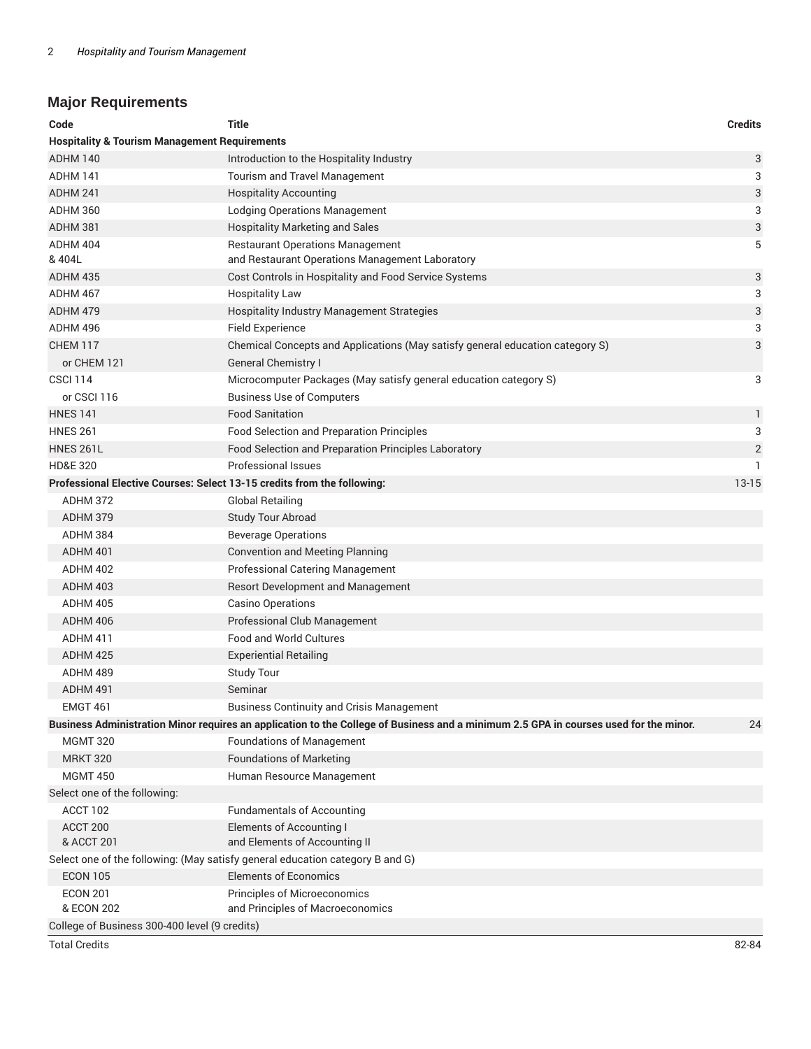## Major Requirements

| Code | Title | Credits |
|---|---|---|
| **Hospitality & Tourism Management Requirements** | | |
| ADHM 140 | Introduction to the Hospitality Industry | 3 |
| ADHM 141 | Tourism and Travel Management | 3 |
| ADHM 241 | Hospitality Accounting | 3 |
| ADHM 360 | Lodging Operations Management | 3 |
| ADHM 381 | Hospitality Marketing and Sales | 3 |
| ADHM 404 & 404L | Restaurant Operations Management and Restaurant Operations Management Laboratory | 5 |
| ADHM 435 | Cost Controls in Hospitality and Food Service Systems | 3 |
| ADHM 467 | Hospitality Law | 3 |
| ADHM 479 | Hospitality Industry Management Strategies | 3 |
| ADHM 496 | Field Experience | 3 |
| CHEM 117 | Chemical Concepts and Applications (May satisfy general education category S) | 3 |
| or CHEM 121 | General Chemistry I | |
| CSCI 114 | Microcomputer Packages (May satisfy general education category S) | 3 |
| or CSCI 116 | Business Use of Computers | |
| HNES 141 | Food Sanitation | 1 |
| HNES 261 | Food Selection and Preparation Principles | 3 |
| HNES 261L | Food Selection and Preparation Principles Laboratory | 2 |
| HD&E 320 | Professional Issues | 1 |
| **Professional Elective Courses: Select 13-15 credits from the following:** | | 13-15 |
| ADHM 372 | Global Retailing | |
| ADHM 379 | Study Tour Abroad | |
| ADHM 384 | Beverage Operations | |
| ADHM 401 | Convention and Meeting Planning | |
| ADHM 402 | Professional Catering Management | |
| ADHM 403 | Resort Development and Management | |
| ADHM 405 | Casino Operations | |
| ADHM 406 | Professional Club Management | |
| ADHM 411 | Food and World Cultures | |
| ADHM 425 | Experiential Retailing | |
| ADHM 489 | Study Tour | |
| ADHM 491 | Seminar | |
| EMGT 461 | Business Continuity and Crisis Management | |
| **Business Administration Minor requires an application to the College of Business and a minimum 2.5 GPA in courses used for the minor.** | | 24 |
| MGMT 320 | Foundations of Management | |
| MRKT 320 | Foundations of Marketing | |
| MGMT 450 | Human Resource Management | |
| Select one of the following: | | |
| ACCT 102 | Fundamentals of Accounting | |
| ACCT 200 & ACCT 201 | Elements of Accounting I and Elements of Accounting II | |
| Select one of the following: (May satisfy general education category B and G) | | |
| ECON 105 | Elements of Economics | |
| ECON 201 & ECON 202 | Principles of Microeconomics and Principles of Macroeconomics | |
| College of Business 300-400 level (9 credits) | | |
| Total Credits | | 82-84 |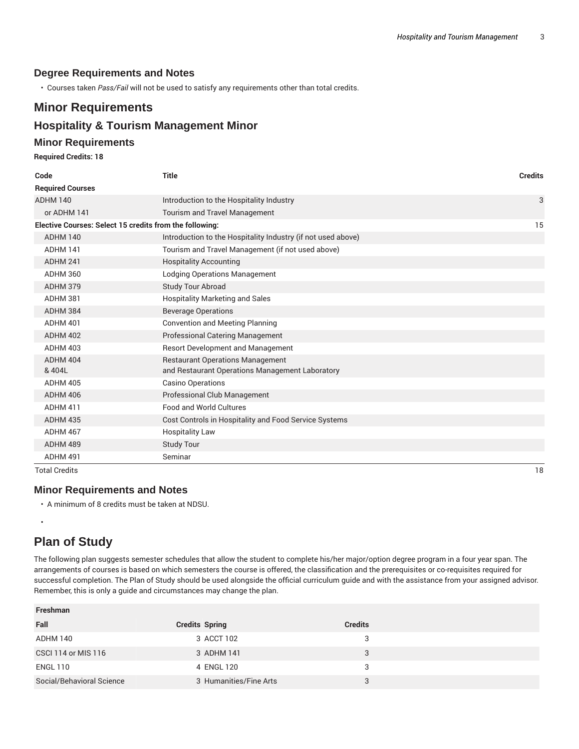## Degree Requirements and Notes

- Courses taken *Pass/Fail* will not be used to satisfy any requirements other than total credits.

# Minor Requirements

## Hospitality & Tourism Management Minor

### Minor Requirements

**Required Credits: 18**

| Code | Title | Credits |
|---|---|---|
| **Required Courses** | | |
| ADHM 140 | Introduction to the Hospitality Industry | 3 |
| or ADHM 141 | Tourism and Travel Management | |
| **Elective Courses: Select 15 credits from the following:** | | 15 |
| ADHM 140 | Introduction to the Hospitality Industry (if not used above) | |
| ADHM 141 | Tourism and Travel Management (if not used above) | |
| ADHM 241 | Hospitality Accounting | |
| ADHM 360 | Lodging Operations Management | |
| ADHM 379 | Study Tour Abroad | |
| ADHM 381 | Hospitality Marketing and Sales | |
| ADHM 384 | Beverage Operations | |
| ADHM 401 | Convention and Meeting Planning | |
| ADHM 402 | Professional Catering Management | |
| ADHM 403 | Resort Development and Management | |
| ADHM 404 & 404L | Restaurant Operations Management and Restaurant Operations Management Laboratory | |
| ADHM 405 | Casino Operations | |
| ADHM 406 | Professional Club Management | |
| ADHM 411 | Food and World Cultures | |
| ADHM 435 | Cost Controls in Hospitality and Food Service Systems | |
| ADHM 467 | Hospitality Law | |
| ADHM 489 | Study Tour | |
| ADHM 491 | Seminar | |
| Total Credits | | 18 |

### Minor Requirements and Notes

- A minimum of 8 credits must be taken at NDSU.
-

## Plan of Study

The following plan suggests semester schedules that allow the student to complete his/her major/option degree program in a four year span. The arrangements of courses is based on which semesters the course is offered, the classification and the prerequisites or co-requisites required for successful completion. The Plan of Study should be used alongside the official curriculum guide and with the assistance from your assigned advisor. Remember, this is only a guide and circumstances may change the plan.

| **Freshman** | | | |
|---|---|---|---|
| **Fall** | **Credits** | **Spring** | **Credits** |
| ADHM 140 | 3 | ACCT 102 | 3 |
| CSCI 114 or MIS 116 | 3 | ADHM 141 | 3 |
| ENGL 110 | 4 | ENGL 120 | 3 |
| Social/Behavioral Science | 3 | Humanities/Fine Arts | 3 |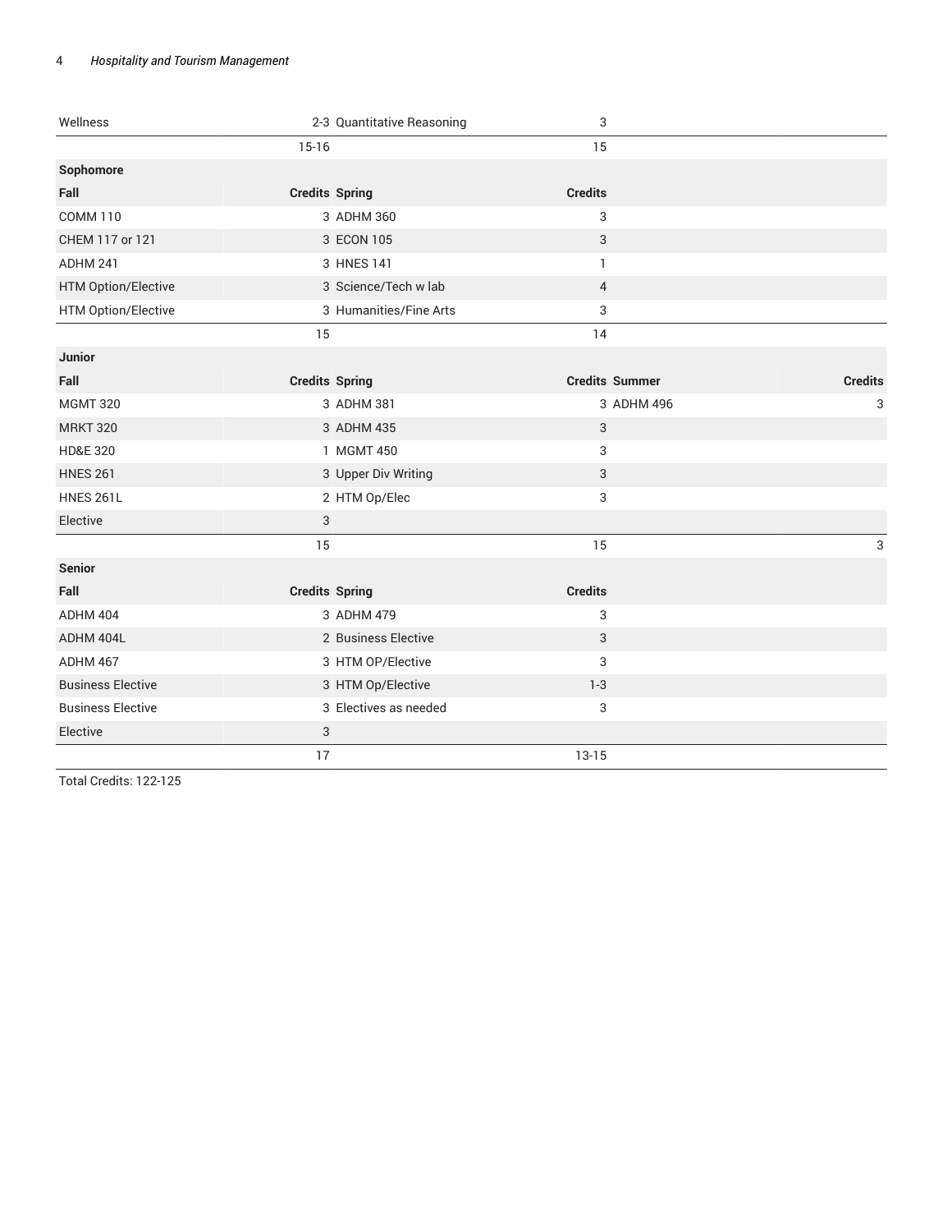| | | | | | |
|---|---|---|---|---|---|
| Wellness | 2-3 | Quantitative Reasoning | 3 | | |
| | 15-16 | | 15 | | |
| **Sophomore** | | | | | |
| **Fall** | **Credits** | **Spring** | **Credits** | | |
| COMM 110 | 3 | ADHM 360 | 3 | | |
| CHEM 117 or 121 | 3 | ECON 105 | 3 | | |
| ADHM 241 | 3 | HNES 141 | 1 | | |
| HTM Option/Elective | 3 | Science/Tech w lab | 4 | | |
| HTM Option/Elective | 3 | Humanities/Fine Arts | 3 | | |
| | 15 | | 14 | | |
| **Junior** | | | | | |
| **Fall** | **Credits** | **Spring** | **Credits** | **Summer** | **Credits** |
| MGMT 320 | 3 | ADHM 381 | 3 | ADHM 496 | 3 |
| MRKT 320 | 3 | ADHM 435 | 3 | | |
| HD&E 320 | 1 | MGMT 450 | 3 | | |
| HNES 261 | 3 | Upper Div Writing | 3 | | |
| HNES 261L | 2 | HTM Op/Elec | 3 | | |
| Elective | 3 | | | | |
| | 15 | | 15 | | 3 |
| **Senior** | | | | | |
| **Fall** | **Credits** | **Spring** | **Credits** | | |
| ADHM 404 | 3 | ADHM 479 | 3 | | |
| ADHM 404L | 2 | Business Elective | 3 | | |
| ADHM 467 | 3 | HTM OP/Elective | 3 | | |
| Business Elective | 3 | HTM Op/Elective | 1-3 | | |
| Business Elective | 3 | Electives as needed | 3 | | |
| Elective | 3 | | | | |
| | 17 | | 13-15 | | |

Total Credits: 122-125